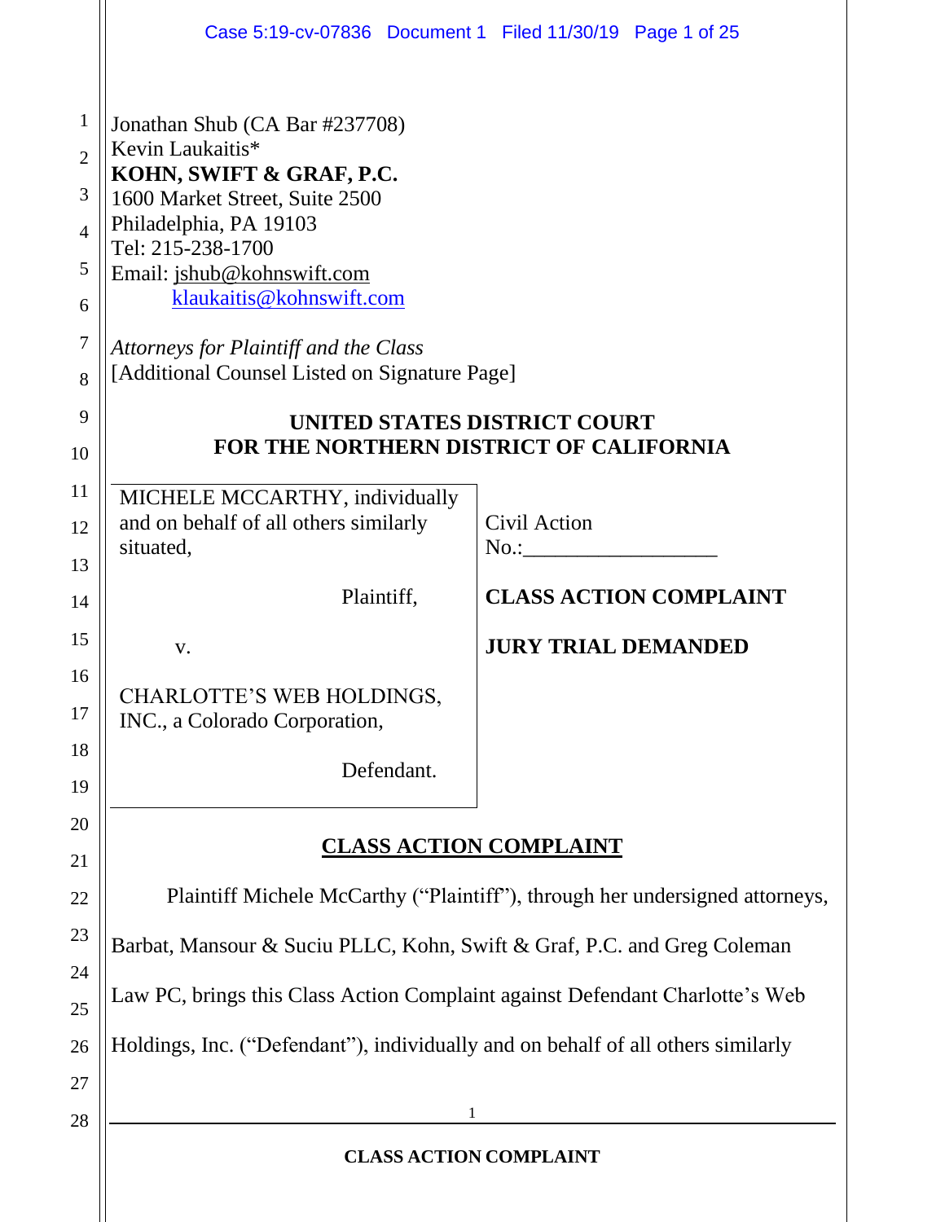Jonathan Shub (CA Bar #237708)
Kevin Laukaitis*
**KOHN, SWIFT & GRAF, P.C.**
1600 Market Street, Suite 2500
Philadelphia, PA 19103
Tel: 215-238-1700
Email: jshub@kohnswift.com
klaukaitis@kohnswift.com

*Attorneys for Plaintiff and the Class*
[Additional Counsel Listed on Signature Page]

**UNITED STATES DISTRICT COURT**
**FOR THE NORTHERN DISTRICT OF CALIFORNIA**

| | |
|---|---|
| MICHELE MCCARTHY, individually and on behalf of all others similarly situated,<br><br>Plaintiff,<br><br>v.<br><br>CHARLOTTE'S WEB HOLDINGS, INC., a Colorado Corporation,<br><br>Defendant. | Civil Action No.:__________________<br><br>**CLASS ACTION COMPLAINT**<br><br>**JURY TRIAL DEMANDED** |

**CLASS ACTION COMPLAINT**

Plaintiff Michele McCarthy ("Plaintiff"), through her undersigned attorneys, Barbat, Mansour & Suciu PLLC, Kohn, Swift & Graf, P.C. and Greg Coleman Law PC, brings this Class Action Complaint against Defendant Charlotte's Web Holdings, Inc. ("Defendant"), individually and on behalf of all others similarly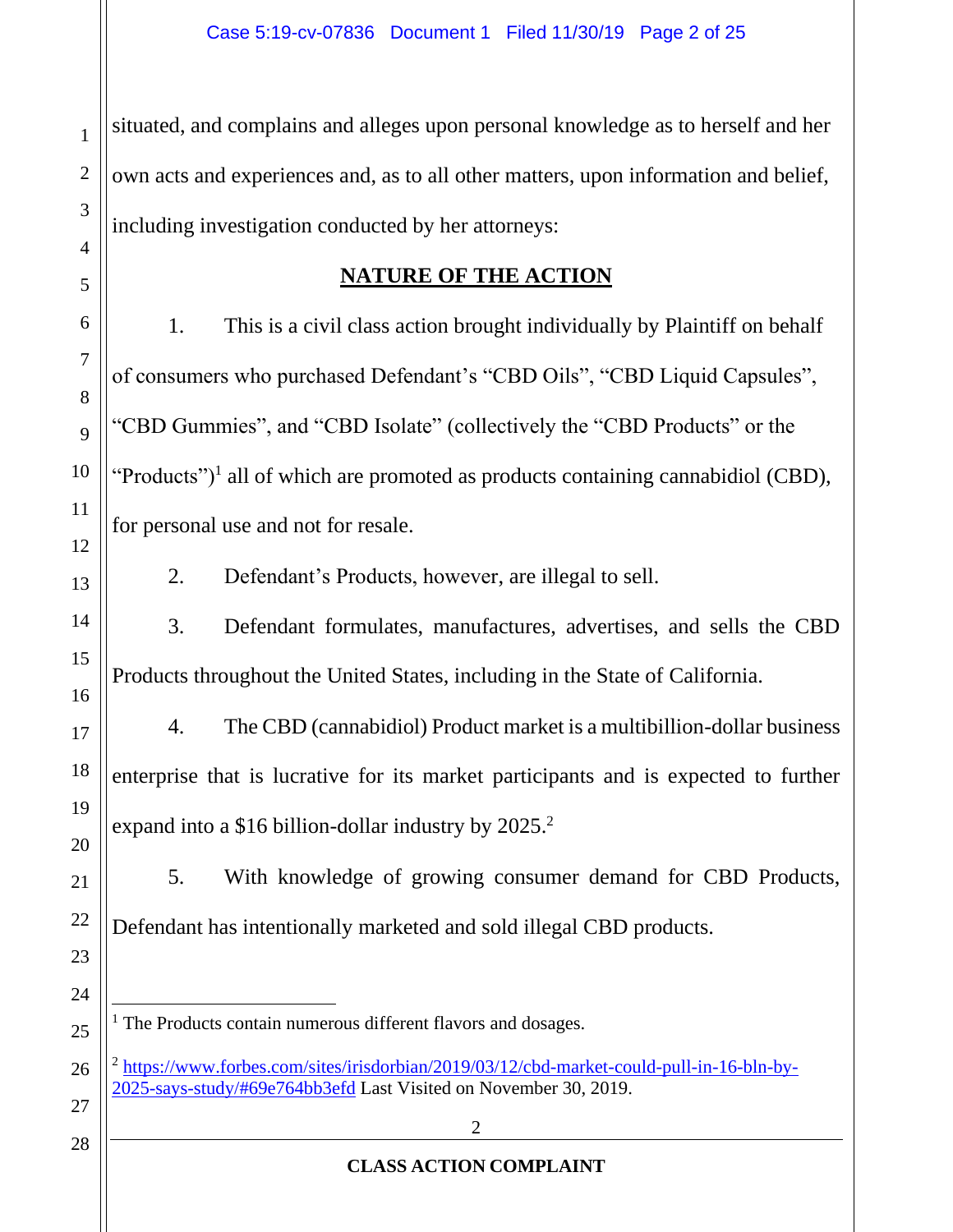situated, and complains and alleges upon personal knowledge as to herself and her own acts and experiences and, as to all other matters, upon information and belief, including investigation conducted by her attorneys:

## NATURE OF THE ACTION

1. This is a civil class action brought individually by Plaintiff on behalf of consumers who purchased Defendant's "CBD Oils", "CBD Liquid Capsules", "CBD Gummies", and "CBD Isolate" (collectively the "CBD Products" or the "Products")[1] all of which are promoted as products containing cannabidiol (CBD), for personal use and not for resale.

2. Defendant's Products, however, are illegal to sell.

3. Defendant formulates, manufactures, advertises, and sells the CBD Products throughout the United States, including in the State of California.

4. The CBD (cannabidiol) Product market is a multibillion-dollar business enterprise that is lucrative for its market participants and is expected to further expand into a $16 billion-dollar industry by 2025.[2]

5. With knowledge of growing consumer demand for CBD Products, Defendant has intentionally marketed and sold illegal CBD products.

---

[1] The Products contain numerous different flavors and dosages.

[2] https://www.forbes.com/sites/irisdorbian/2019/03/12/cbd-market-could-pull-in-16-bln-by-2025-says-study/#69e764bb3efd Last Visited on November 30, 2019.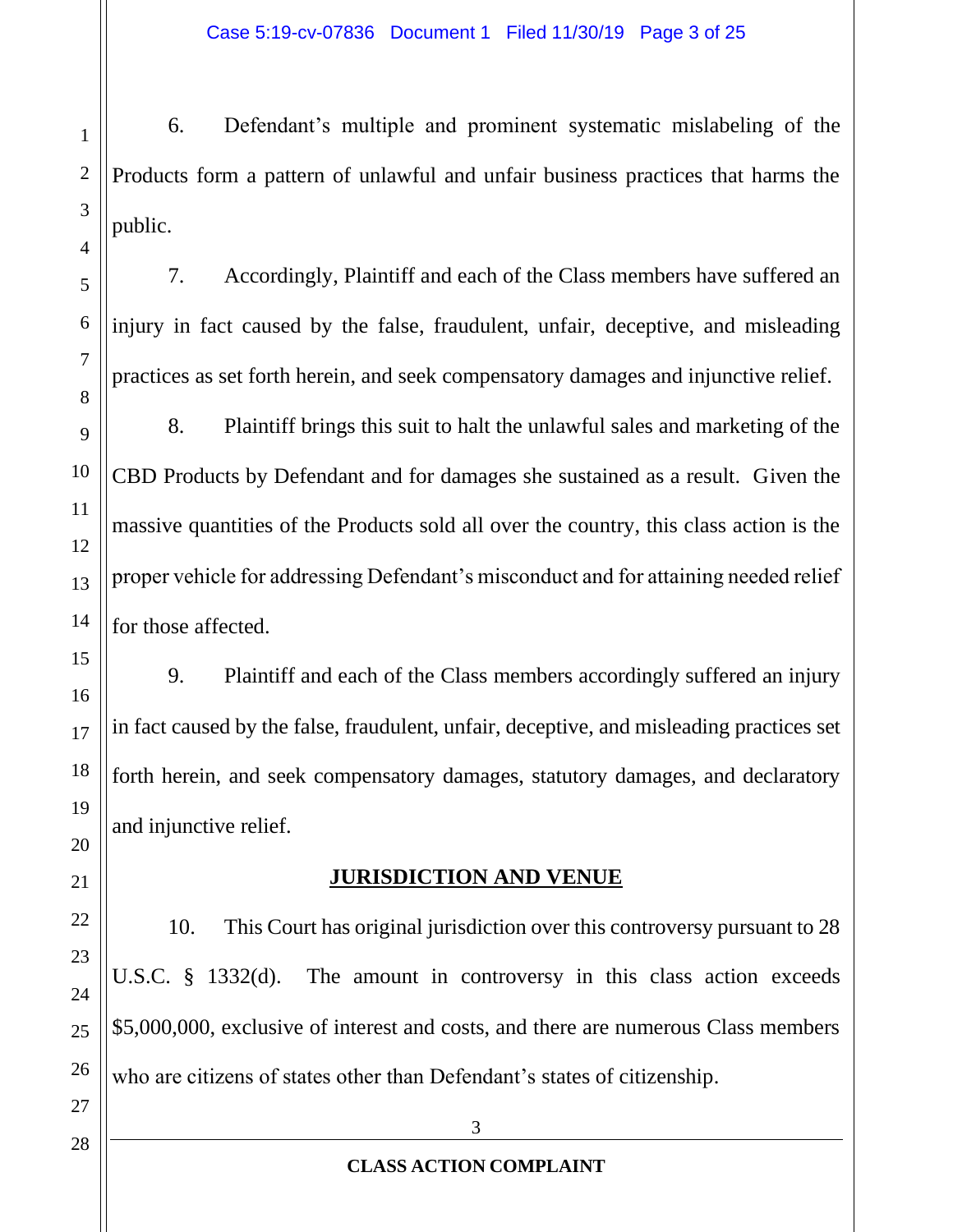6. Defendant's multiple and prominent systematic mislabeling of the Products form a pattern of unlawful and unfair business practices that harms the public.

7. Accordingly, Plaintiff and each of the Class members have suffered an injury in fact caused by the false, fraudulent, unfair, deceptive, and misleading practices as set forth herein, and seek compensatory damages and injunctive relief.

8. Plaintiff brings this suit to halt the unlawful sales and marketing of the CBD Products by Defendant and for damages she sustained as a result. Given the massive quantities of the Products sold all over the country, this class action is the proper vehicle for addressing Defendant's misconduct and for attaining needed relief for those affected.

9. Plaintiff and each of the Class members accordingly suffered an injury in fact caused by the false, fraudulent, unfair, deceptive, and misleading practices set forth herein, and seek compensatory damages, statutory damages, and declaratory and injunctive relief.

## JURISDICTION AND VENUE

10. This Court has original jurisdiction over this controversy pursuant to 28 U.S.C. § 1332(d). The amount in controversy in this class action exceeds $5,000,000, exclusive of interest and costs, and there are numerous Class members who are citizens of states other than Defendant's states of citizenship.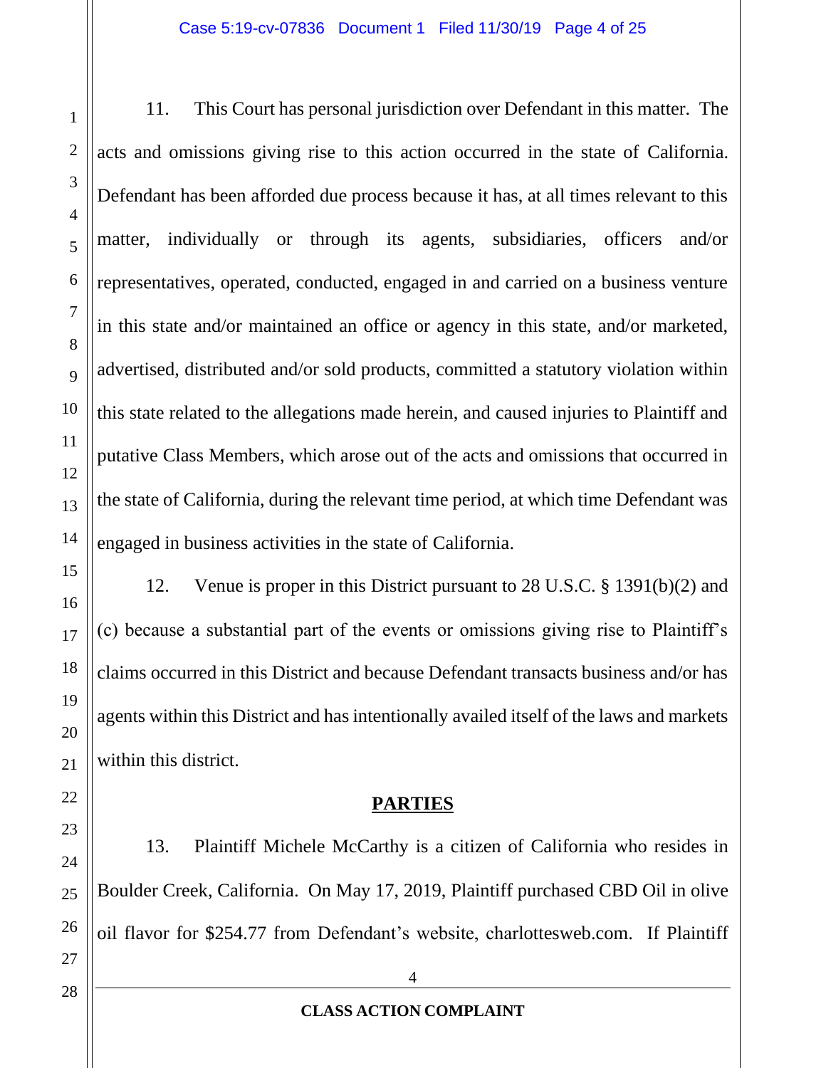11. This Court has personal jurisdiction over Defendant in this matter. The acts and omissions giving rise to this action occurred in the state of California. Defendant has been afforded due process because it has, at all times relevant to this matter, individually or through its agents, subsidiaries, officers and/or representatives, operated, conducted, engaged in and carried on a business venture in this state and/or maintained an office or agency in this state, and/or marketed, advertised, distributed and/or sold products, committed a statutory violation within this state related to the allegations made herein, and caused injuries to Plaintiff and putative Class Members, which arose out of the acts and omissions that occurred in the state of California, during the relevant time period, at which time Defendant was engaged in business activities in the state of California.

12. Venue is proper in this District pursuant to 28 U.S.C. § 1391(b)(2) and (c) because a substantial part of the events or omissions giving rise to Plaintiff's claims occurred in this District and because Defendant transacts business and/or has agents within this District and has intentionally availed itself of the laws and markets within this district.

## PARTIES

13. Plaintiff Michele McCarthy is a citizen of California who resides in Boulder Creek, California. On May 17, 2019, Plaintiff purchased CBD Oil in olive oil flavor for $254.77 from Defendant's website, charlottesweb.com. If Plaintiff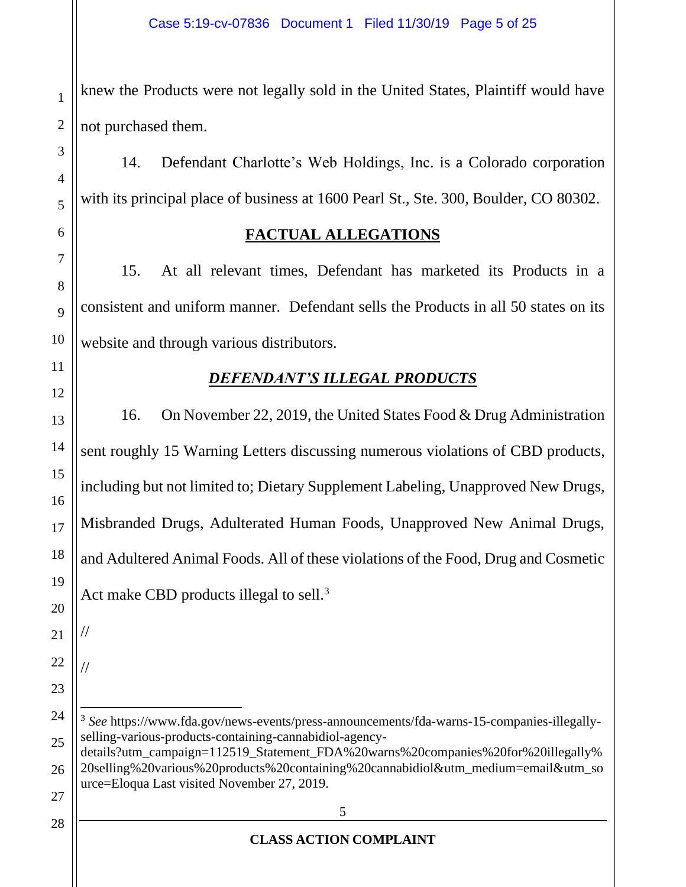knew the Products were not legally sold in the United States, Plaintiff would have not purchased them.

14. Defendant Charlotte's Web Holdings, Inc. is a Colorado corporation with its principal place of business at 1600 Pearl St., Ste. 300, Boulder, CO 80302.

## **FACTUAL ALLEGATIONS**

15. At all relevant times, Defendant has marketed its Products in a consistent and uniform manner. Defendant sells the Products in all 50 states on its website and through various distributors.

### ***DEFENDANT'S ILLEGAL PRODUCTS***

16. On November 22, 2019, the United States Food & Drug Administration sent roughly 15 Warning Letters discussing numerous violations of CBD products, including but not limited to; Dietary Supplement Labeling, Unapproved New Drugs, Misbranded Drugs, Adulterated Human Foods, Unapproved New Animal Drugs, and Adultered Animal Foods. All of these violations of the Food, Drug and Cosmetic Act make CBD products illegal to sell.[3]

//

//

---

[3] *See* https://www.fda.gov/news-events/press-announcements/fda-warns-15-companies-illegally-selling-various-products-containing-cannabidiol-agency-details?utm_campaign=112519_Statement_FDA%20warns%20companies%20for%20illegally%20selling%20various%20products%20containing%20cannabidiol&utm_medium=email&utm_source=Eloqua Last visited November 27, 2019.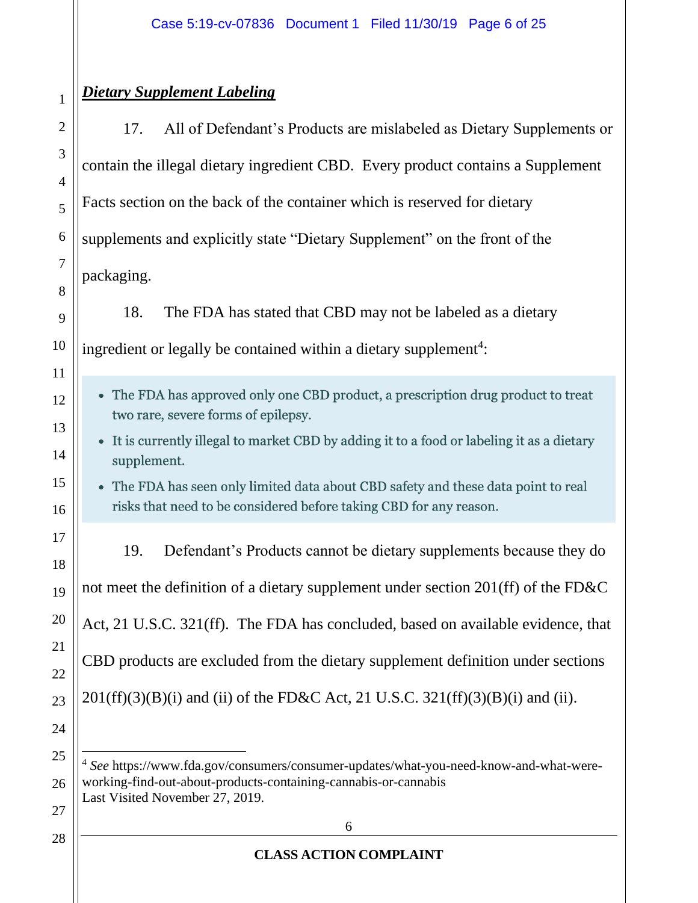***Dietary Supplement Labeling***

17. All of Defendant's Products are mislabeled as Dietary Supplements or contain the illegal dietary ingredient CBD. Every product contains a Supplement Facts section on the back of the container which is reserved for dietary supplements and explicitly state "Dietary Supplement" on the front of the packaging.

18. The FDA has stated that CBD may not be labeled as a dietary ingredient or legally be contained within a dietary supplement[4]:

- The FDA has approved only one CBD product, a prescription drug product to treat two rare, severe forms of epilepsy.
- It is currently illegal to market CBD by adding it to a food or labeling it as a dietary supplement.
- The FDA has seen only limited data about CBD safety and these data point to real risks that need to be considered before taking CBD for any reason.

19. Defendant's Products cannot be dietary supplements because they do not meet the definition of a dietary supplement under section 201(ff) of the FD&C Act, 21 U.S.C. 321(ff). The FDA has concluded, based on available evidence, that CBD products are excluded from the dietary supplement definition under sections 201(ff)(3)(B)(i) and (ii) of the FD&C Act, 21 U.S.C. 321(ff)(3)(B)(i) and (ii).

---

[4] *See* https://www.fda.gov/consumers/consumer-updates/what-you-need-know-and-what-were-working-find-out-about-products-containing-cannabis-or-cannabis Last Visited November 27, 2019.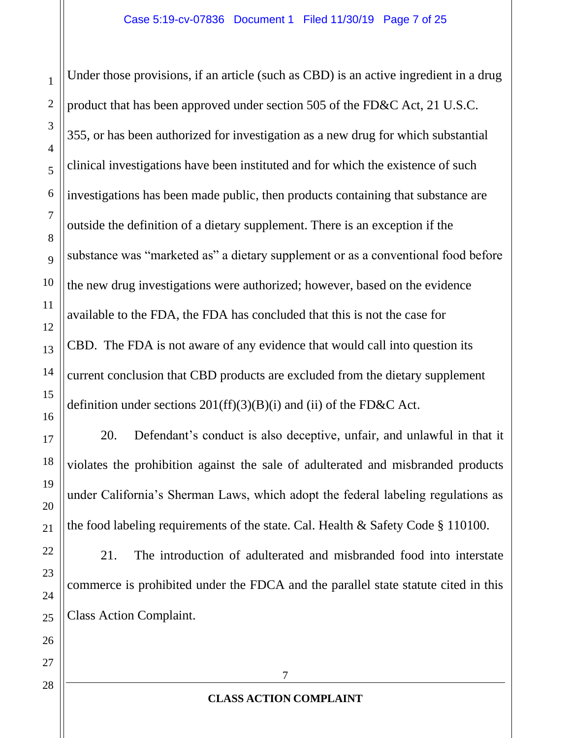Under those provisions, if an article (such as CBD) is an active ingredient in a drug product that has been approved under section 505 of the FD&C Act, 21 U.S.C. 355, or has been authorized for investigation as a new drug for which substantial clinical investigations have been instituted and for which the existence of such investigations has been made public, then products containing that substance are outside the definition of a dietary supplement. There is an exception if the substance was "marketed as" a dietary supplement or as a conventional food before the new drug investigations were authorized; however, based on the evidence available to the FDA, the FDA has concluded that this is not the case for CBD. The FDA is not aware of any evidence that would call into question its current conclusion that CBD products are excluded from the dietary supplement definition under sections 201(ff)(3)(B)(i) and (ii) of the FD&C Act.

20. Defendant's conduct is also deceptive, unfair, and unlawful in that it violates the prohibition against the sale of adulterated and misbranded products under California's Sherman Laws, which adopt the federal labeling regulations as the food labeling requirements of the state. Cal. Health & Safety Code § 110100.

21. The introduction of adulterated and misbranded food into interstate commerce is prohibited under the FDCA and the parallel state statute cited in this Class Action Complaint.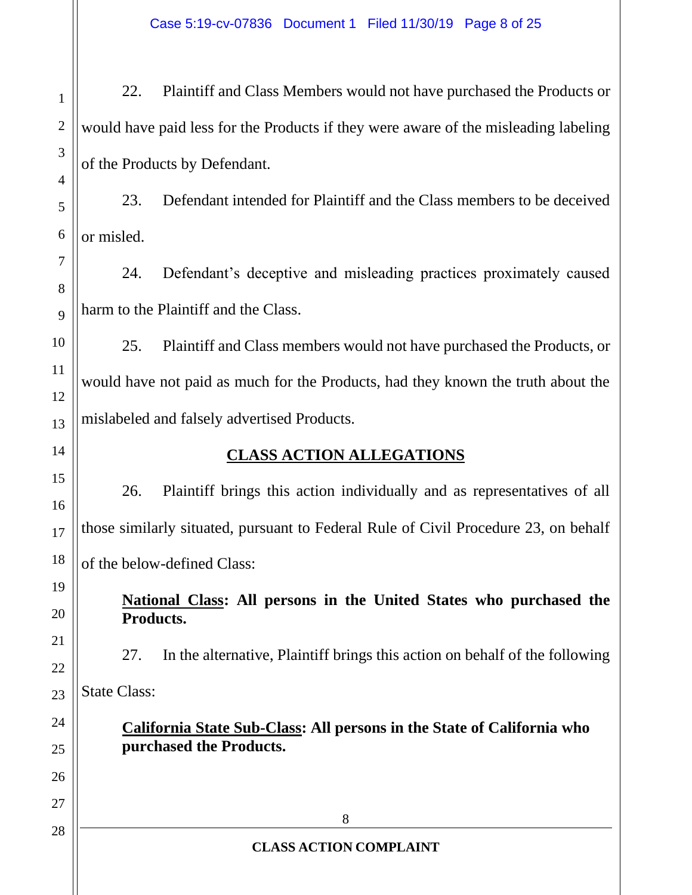22. Plaintiff and Class Members would not have purchased the Products or would have paid less for the Products if they were aware of the misleading labeling of the Products by Defendant.

23. Defendant intended for Plaintiff and the Class members to be deceived or misled.

24. Defendant's deceptive and misleading practices proximately caused harm to the Plaintiff and the Class.

25. Plaintiff and Class members would not have purchased the Products, or would have not paid as much for the Products, had they known the truth about the mislabeled and falsely advertised Products.

## CLASS ACTION ALLEGATIONS

26. Plaintiff brings this action individually and as representatives of all those similarly situated, pursuant to Federal Rule of Civil Procedure 23, on behalf of the below-defined Class:

> **National Class: All persons in the United States who purchased the Products.**

27. In the alternative, Plaintiff brings this action on behalf of the following State Class:

> **California State Sub-Class: All persons in the State of California who purchased the Products.**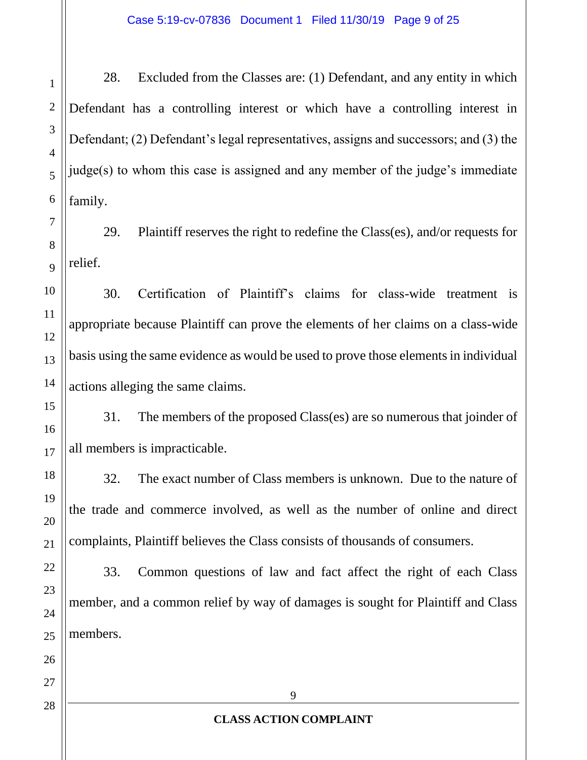28. Excluded from the Classes are: (1) Defendant, and any entity in which Defendant has a controlling interest or which have a controlling interest in Defendant; (2) Defendant's legal representatives, assigns and successors; and (3) the judge(s) to whom this case is assigned and any member of the judge's immediate family.

29. Plaintiff reserves the right to redefine the Class(es), and/or requests for relief.

30. Certification of Plaintiff's claims for class-wide treatment is appropriate because Plaintiff can prove the elements of her claims on a class-wide basis using the same evidence as would be used to prove those elements in individual actions alleging the same claims.

31. The members of the proposed Class(es) are so numerous that joinder of all members is impracticable.

32. The exact number of Class members is unknown. Due to the nature of the trade and commerce involved, as well as the number of online and direct complaints, Plaintiff believes the Class consists of thousands of consumers.

33. Common questions of law and fact affect the right of each Class member, and a common relief by way of damages is sought for Plaintiff and Class members.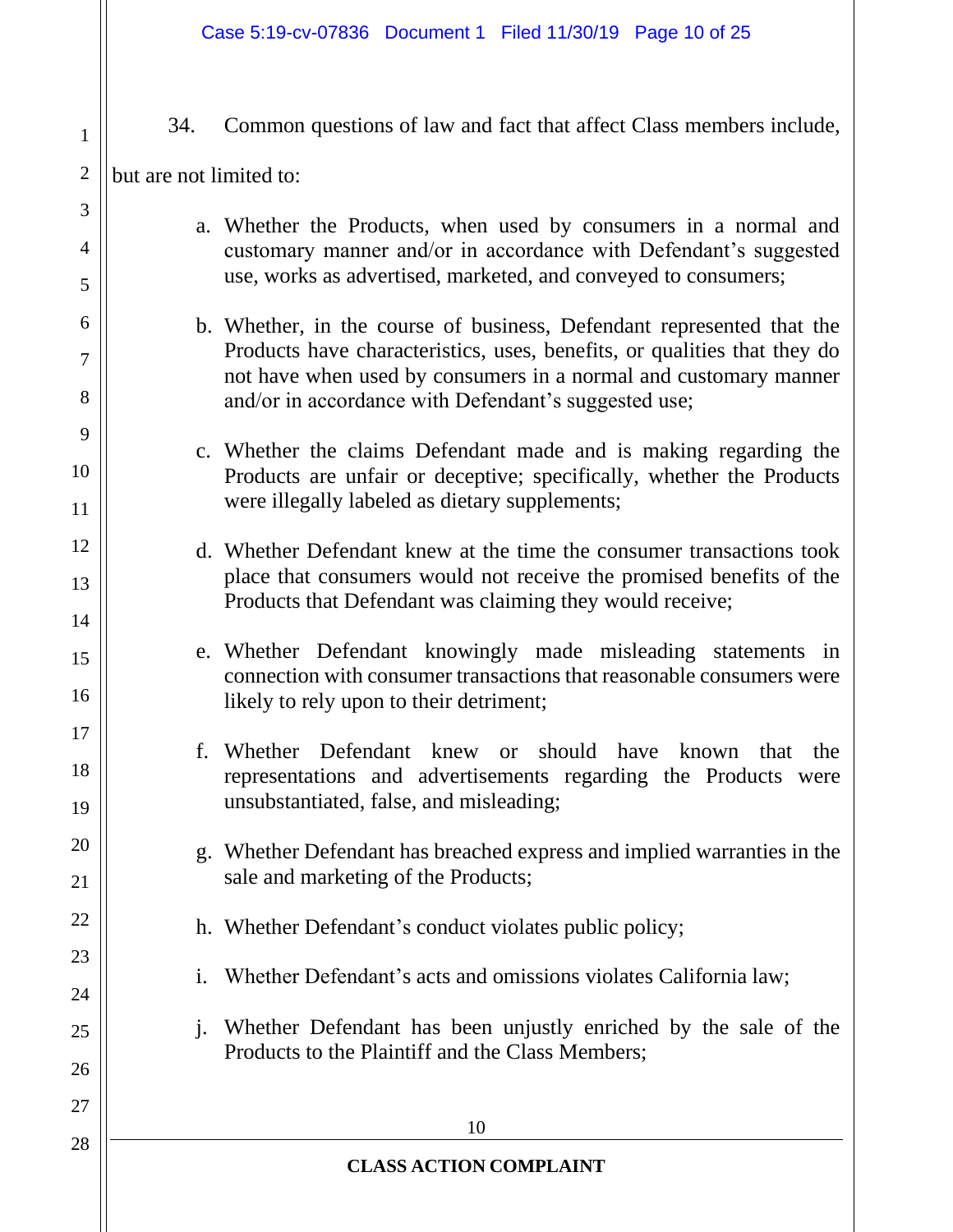34. Common questions of law and fact that affect Class members include, but are not limited to:

a. Whether the Products, when used by consumers in a normal and customary manner and/or in accordance with Defendant's suggested use, works as advertised, marketed, and conveyed to consumers;

b. Whether, in the course of business, Defendant represented that the Products have characteristics, uses, benefits, or qualities that they do not have when used by consumers in a normal and customary manner and/or in accordance with Defendant's suggested use;

c. Whether the claims Defendant made and is making regarding the Products are unfair or deceptive; specifically, whether the Products were illegally labeled as dietary supplements;

d. Whether Defendant knew at the time the consumer transactions took place that consumers would not receive the promised benefits of the Products that Defendant was claiming they would receive;

e. Whether Defendant knowingly made misleading statements in connection with consumer transactions that reasonable consumers were likely to rely upon to their detriment;

f. Whether Defendant knew or should have known that the representations and advertisements regarding the Products were unsubstantiated, false, and misleading;

g. Whether Defendant has breached express and implied warranties in the sale and marketing of the Products;

h. Whether Defendant's conduct violates public policy;

i. Whether Defendant's acts and omissions violates California law;

j. Whether Defendant has been unjustly enriched by the sale of the Products to the Plaintiff and the Class Members;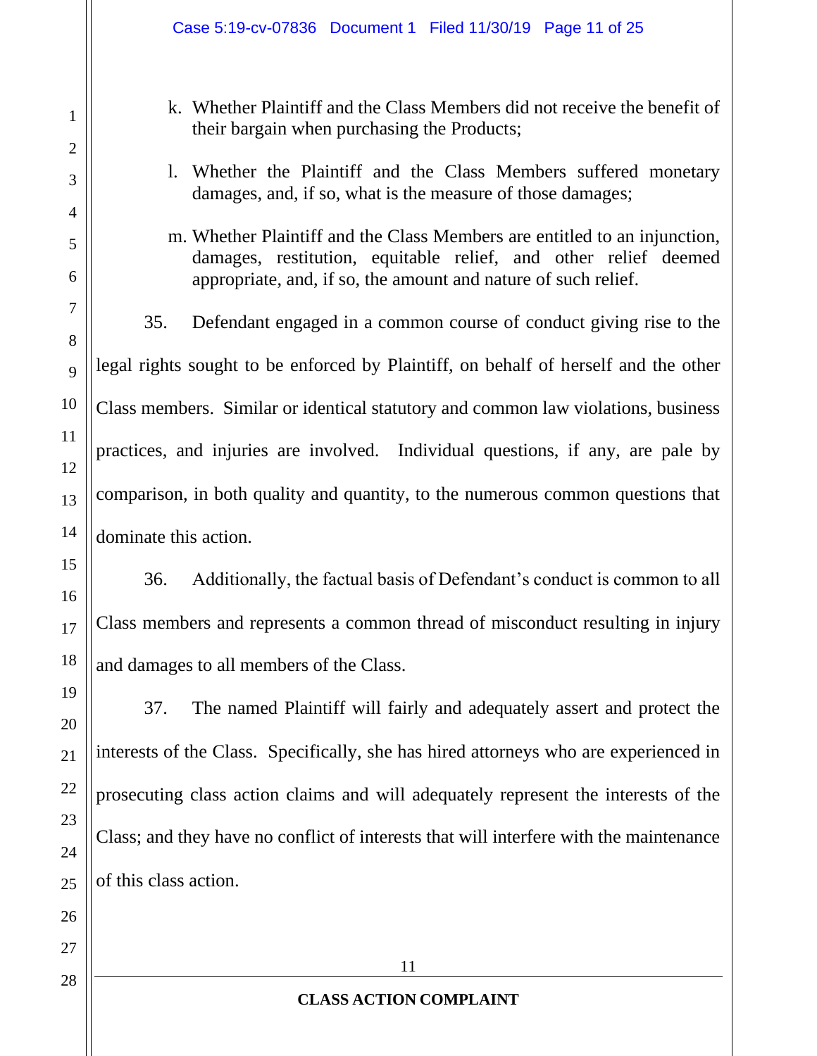k. Whether Plaintiff and the Class Members did not receive the benefit of their bargain when purchasing the Products;

l. Whether the Plaintiff and the Class Members suffered monetary damages, and, if so, what is the measure of those damages;

m. Whether Plaintiff and the Class Members are entitled to an injunction, damages, restitution, equitable relief, and other relief deemed appropriate, and, if so, the amount and nature of such relief.

35. Defendant engaged in a common course of conduct giving rise to the legal rights sought to be enforced by Plaintiff, on behalf of herself and the other Class members. Similar or identical statutory and common law violations, business practices, and injuries are involved. Individual questions, if any, are pale by comparison, in both quality and quantity, to the numerous common questions that dominate this action.

36. Additionally, the factual basis of Defendant's conduct is common to all Class members and represents a common thread of misconduct resulting in injury and damages to all members of the Class.

37. The named Plaintiff will fairly and adequately assert and protect the interests of the Class. Specifically, she has hired attorneys who are experienced in prosecuting class action claims and will adequately represent the interests of the Class; and they have no conflict of interests that will interfere with the maintenance of this class action.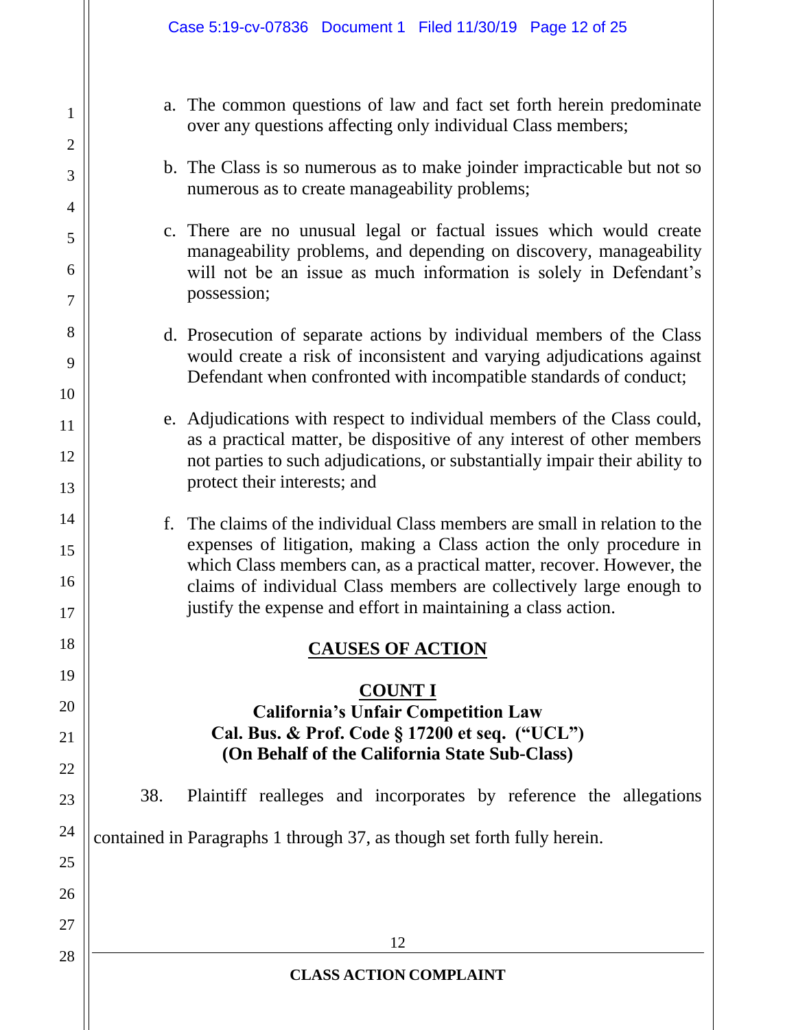a. The common questions of law and fact set forth herein predominate over any questions affecting only individual Class members;

b. The Class is so numerous as to make joinder impracticable but not so numerous as to create manageability problems;

c. There are no unusual legal or factual issues which would create manageability problems, and depending on discovery, manageability will not be an issue as much information is solely in Defendant's possession;

d. Prosecution of separate actions by individual members of the Class would create a risk of inconsistent and varying adjudications against Defendant when confronted with incompatible standards of conduct;

e. Adjudications with respect to individual members of the Class could, as a practical matter, be dispositive of any interest of other members not parties to such adjudications, or substantially impair their ability to protect their interests; and

f. The claims of the individual Class members are small in relation to the expenses of litigation, making a Class action the only procedure in which Class members can, as a practical matter, recover. However, the claims of individual Class members are collectively large enough to justify the expense and effort in maintaining a class action.

## CAUSES OF ACTION

### COUNT I

**California's Unfair Competition Law**
**Cal. Bus. & Prof. Code § 17200 et seq. ("UCL")**
**(On Behalf of the California State Sub-Class)**

38. Plaintiff realleges and incorporates by reference the allegations contained in Paragraphs 1 through 37, as though set forth fully herein.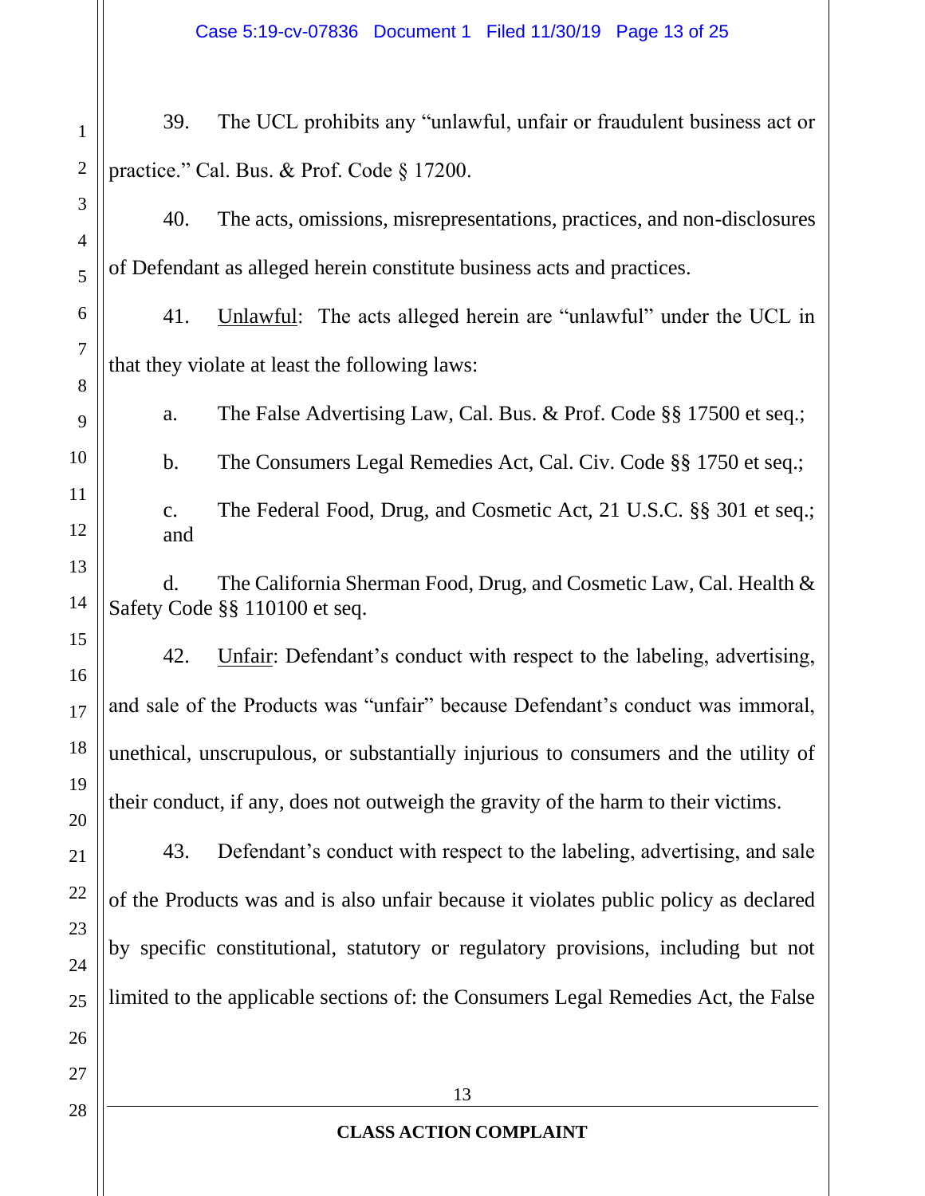39. The UCL prohibits any "unlawful, unfair or fraudulent business act or practice." Cal. Bus. & Prof. Code § 17200.

40. The acts, omissions, misrepresentations, practices, and non-disclosures of Defendant as alleged herein constitute business acts and practices.

41. Unlawful: The acts alleged herein are "unlawful" under the UCL in that they violate at least the following laws:

a. The False Advertising Law, Cal. Bus. & Prof. Code §§ 17500 et seq.;

b. The Consumers Legal Remedies Act, Cal. Civ. Code §§ 1750 et seq.;

c. The Federal Food, Drug, and Cosmetic Act, 21 U.S.C. §§ 301 et seq.; and

d. The California Sherman Food, Drug, and Cosmetic Law, Cal. Health & Safety Code §§ 110100 et seq.

42. Unfair: Defendant's conduct with respect to the labeling, advertising, and sale of the Products was "unfair" because Defendant's conduct was immoral, unethical, unscrupulous, or substantially injurious to consumers and the utility of their conduct, if any, does not outweigh the gravity of the harm to their victims.

43. Defendant's conduct with respect to the labeling, advertising, and sale of the Products was and is also unfair because it violates public policy as declared by specific constitutional, statutory or regulatory provisions, including but not limited to the applicable sections of: the Consumers Legal Remedies Act, the False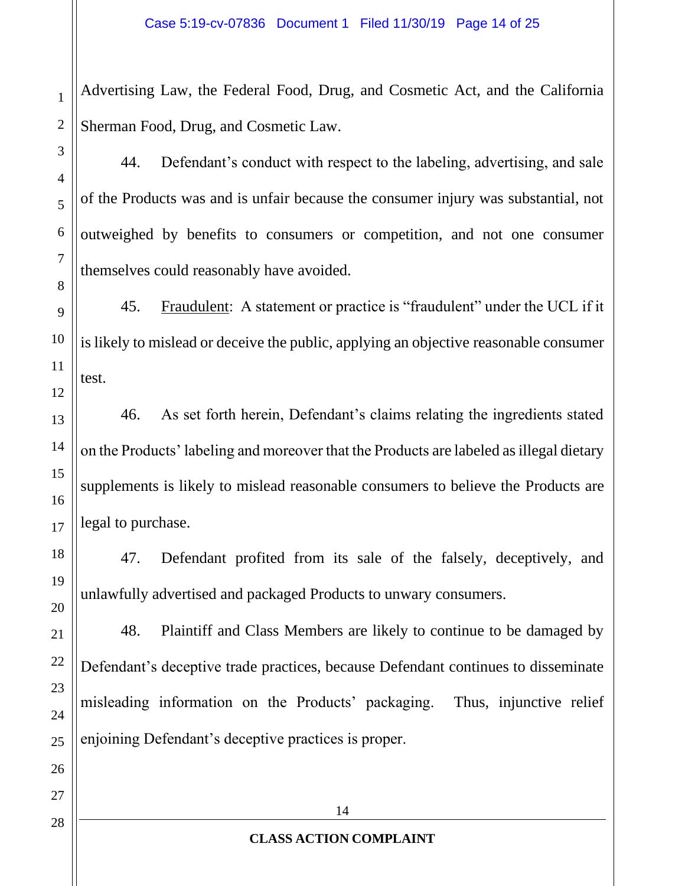Advertising Law, the Federal Food, Drug, and Cosmetic Act, and the California Sherman Food, Drug, and Cosmetic Law.

44. Defendant's conduct with respect to the labeling, advertising, and sale of the Products was and is unfair because the consumer injury was substantial, not outweighed by benefits to consumers or competition, and not one consumer themselves could reasonably have avoided.

45. Fraudulent: A statement or practice is "fraudulent" under the UCL if it is likely to mislead or deceive the public, applying an objective reasonable consumer test.

46. As set forth herein, Defendant's claims relating the ingredients stated on the Products' labeling and moreover that the Products are labeled as illegal dietary supplements is likely to mislead reasonable consumers to believe the Products are legal to purchase.

47. Defendant profited from its sale of the falsely, deceptively, and unlawfully advertised and packaged Products to unwary consumers.

48. Plaintiff and Class Members are likely to continue to be damaged by Defendant's deceptive trade practices, because Defendant continues to disseminate misleading information on the Products' packaging. Thus, injunctive relief enjoining Defendant's deceptive practices is proper.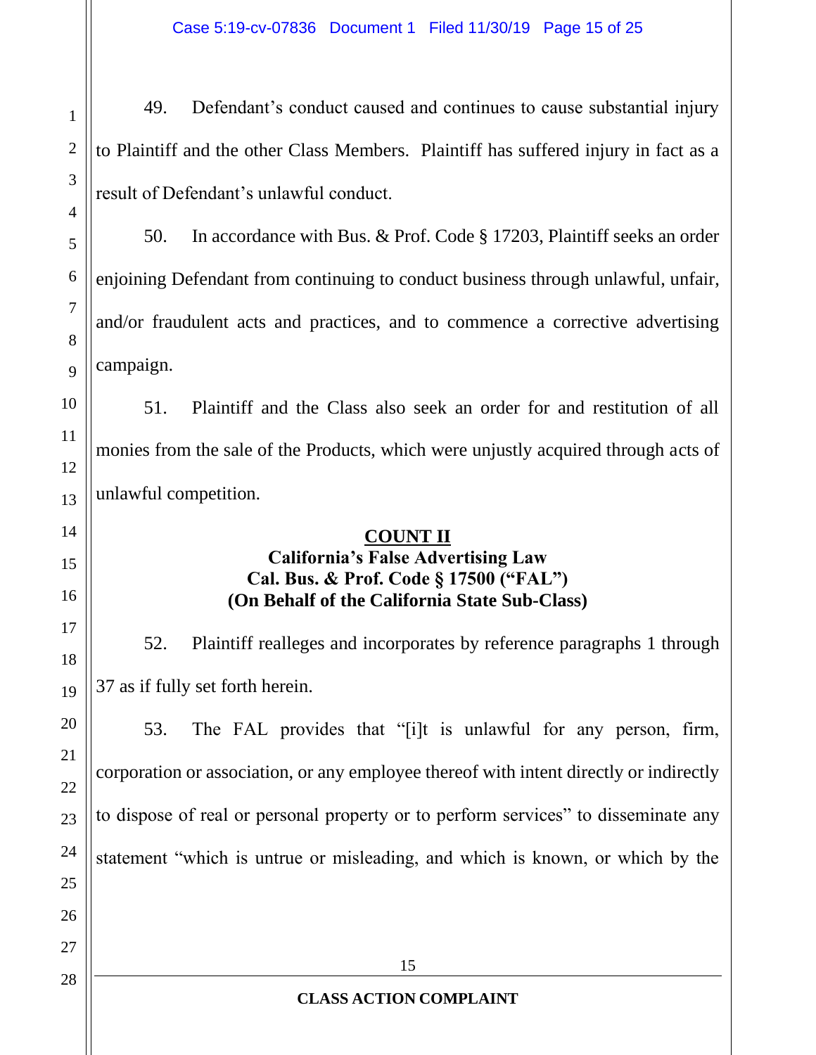49. Defendant's conduct caused and continues to cause substantial injury to Plaintiff and the other Class Members. Plaintiff has suffered injury in fact as a result of Defendant's unlawful conduct.

50. In accordance with Bus. & Prof. Code § 17203, Plaintiff seeks an order enjoining Defendant from continuing to conduct business through unlawful, unfair, and/or fraudulent acts and practices, and to commence a corrective advertising campaign.

51. Plaintiff and the Class also seek an order for and restitution of all monies from the sale of the Products, which were unjustly acquired through acts of unlawful competition.

**COUNT II**
**California's False Advertising Law**
**Cal. Bus. & Prof. Code § 17500 ("FAL")**
**(On Behalf of the California State Sub-Class)**

52. Plaintiff realleges and incorporates by reference paragraphs 1 through 37 as if fully set forth herein.

53. The FAL provides that "[i]t is unlawful for any person, firm, corporation or association, or any employee thereof with intent directly or indirectly to dispose of real or personal property or to perform services" to disseminate any statement "which is untrue or misleading, and which is known, or which by the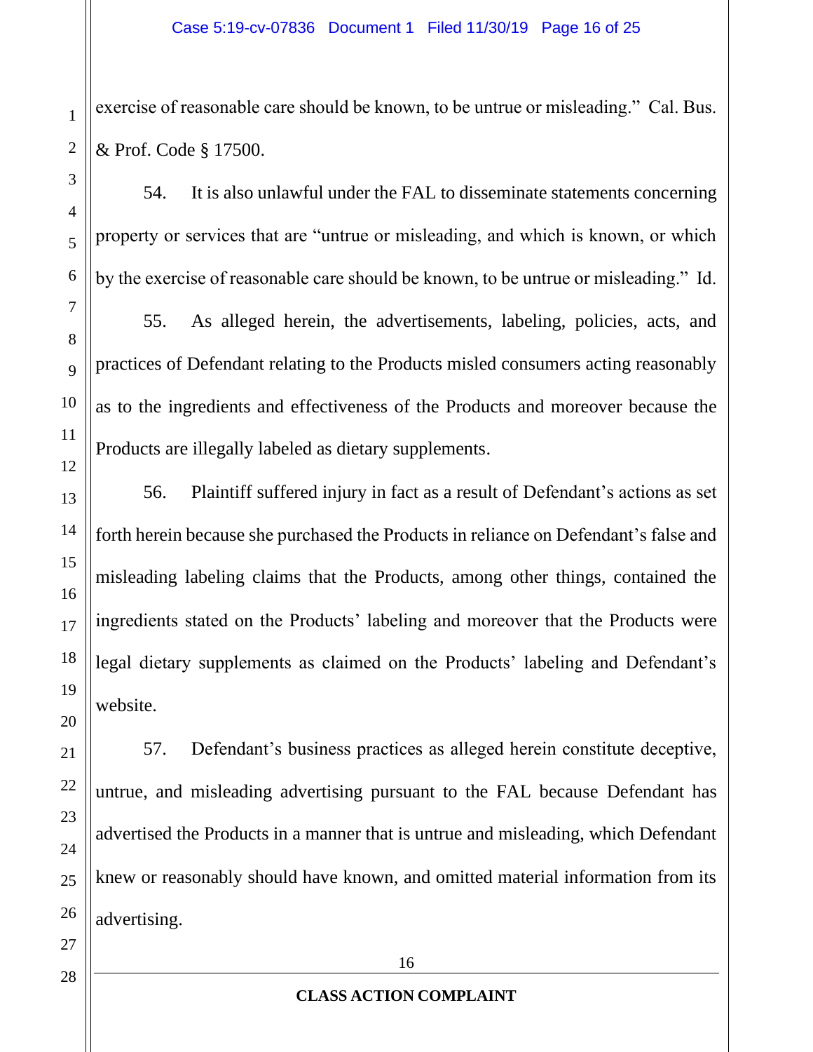exercise of reasonable care should be known, to be untrue or misleading." Cal. Bus. & Prof. Code § 17500.

54. It is also unlawful under the FAL to disseminate statements concerning property or services that are "untrue or misleading, and which is known, or which by the exercise of reasonable care should be known, to be untrue or misleading." Id.

55. As alleged herein, the advertisements, labeling, policies, acts, and practices of Defendant relating to the Products misled consumers acting reasonably as to the ingredients and effectiveness of the Products and moreover because the Products are illegally labeled as dietary supplements.

56. Plaintiff suffered injury in fact as a result of Defendant's actions as set forth herein because she purchased the Products in reliance on Defendant's false and misleading labeling claims that the Products, among other things, contained the ingredients stated on the Products' labeling and moreover that the Products were legal dietary supplements as claimed on the Products' labeling and Defendant's website.

57. Defendant's business practices as alleged herein constitute deceptive, untrue, and misleading advertising pursuant to the FAL because Defendant has advertised the Products in a manner that is untrue and misleading, which Defendant knew or reasonably should have known, and omitted material information from its advertising.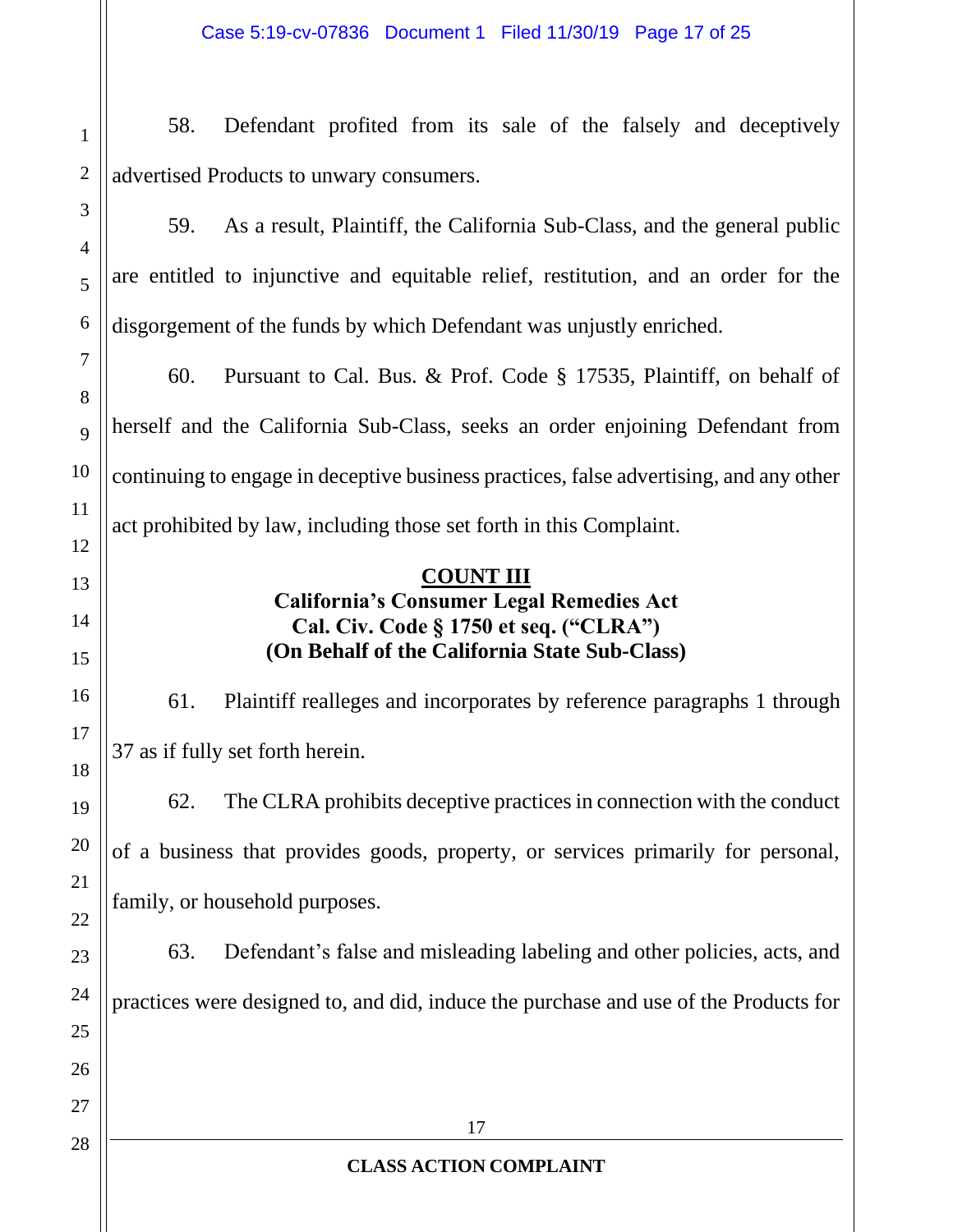58. Defendant profited from its sale of the falsely and deceptively advertised Products to unwary consumers.

59. As a result, Plaintiff, the California Sub-Class, and the general public are entitled to injunctive and equitable relief, restitution, and an order for the disgorgement of the funds by which Defendant was unjustly enriched.

60. Pursuant to Cal. Bus. & Prof. Code § 17535, Plaintiff, on behalf of herself and the California Sub-Class, seeks an order enjoining Defendant from continuing to engage in deceptive business practices, false advertising, and any other act prohibited by law, including those set forth in this Complaint.

## COUNT III
### California's Consumer Legal Remedies Act
### Cal. Civ. Code § 1750 et seq. ("CLRA")
### (On Behalf of the California State Sub-Class)

61. Plaintiff realleges and incorporates by reference paragraphs 1 through 37 as if fully set forth herein.

62. The CLRA prohibits deceptive practices in connection with the conduct of a business that provides goods, property, or services primarily for personal, family, or household purposes.

63. Defendant's false and misleading labeling and other policies, acts, and practices were designed to, and did, induce the purchase and use of the Products for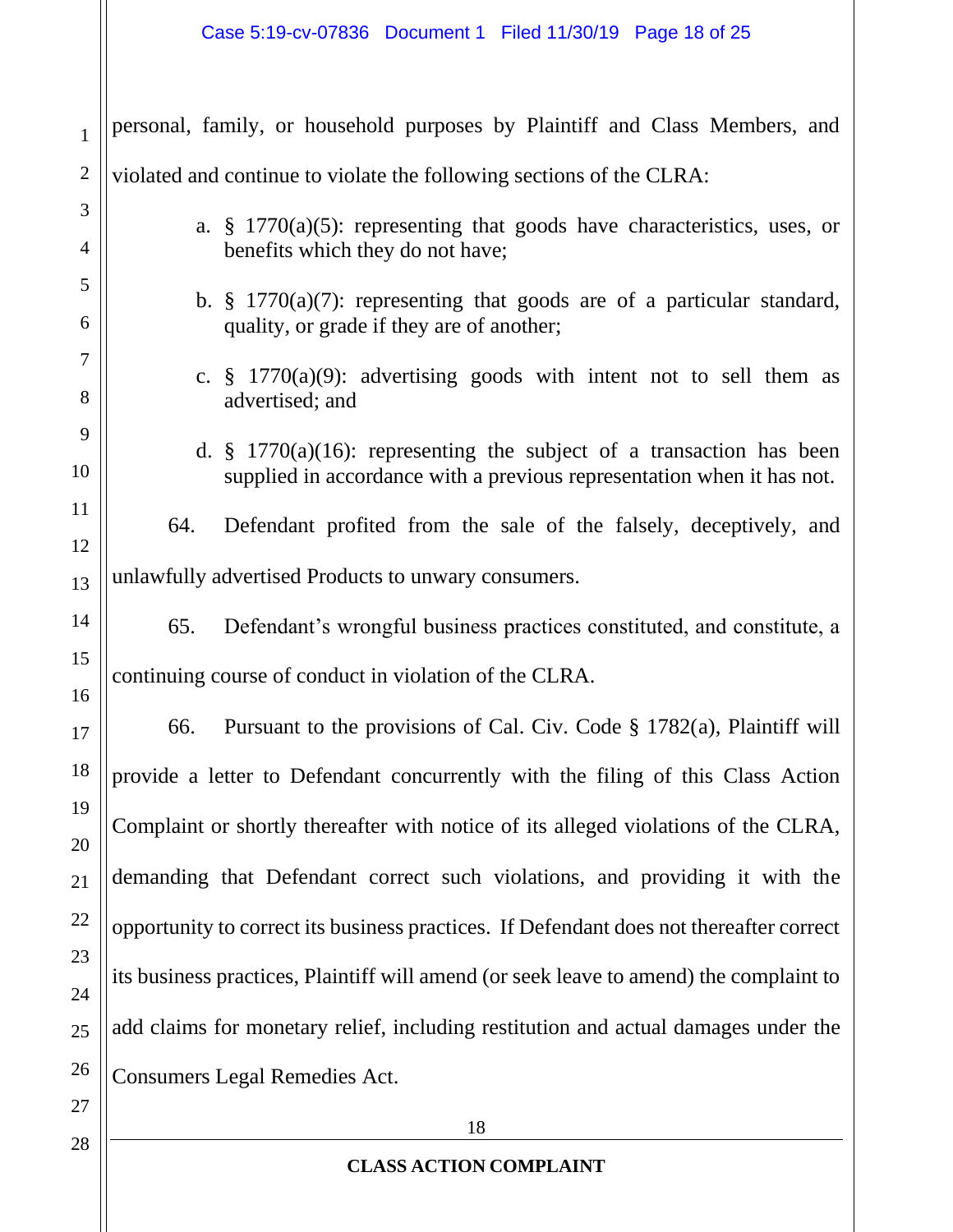personal, family, or household purposes by Plaintiff and Class Members, and violated and continue to violate the following sections of the CLRA:

a. § 1770(a)(5): representing that goods have characteristics, uses, or benefits which they do not have;

b. § 1770(a)(7): representing that goods are of a particular standard, quality, or grade if they are of another;

c. § 1770(a)(9): advertising goods with intent not to sell them as advertised; and

d. § 1770(a)(16): representing the subject of a transaction has been supplied in accordance with a previous representation when it has not.

64. Defendant profited from the sale of the falsely, deceptively, and unlawfully advertised Products to unwary consumers.

65. Defendant's wrongful business practices constituted, and constitute, a continuing course of conduct in violation of the CLRA.

66. Pursuant to the provisions of Cal. Civ. Code § 1782(a), Plaintiff will provide a letter to Defendant concurrently with the filing of this Class Action Complaint or shortly thereafter with notice of its alleged violations of the CLRA, demanding that Defendant correct such violations, and providing it with the opportunity to correct its business practices. If Defendant does not thereafter correct its business practices, Plaintiff will amend (or seek leave to amend) the complaint to add claims for monetary relief, including restitution and actual damages under the Consumers Legal Remedies Act.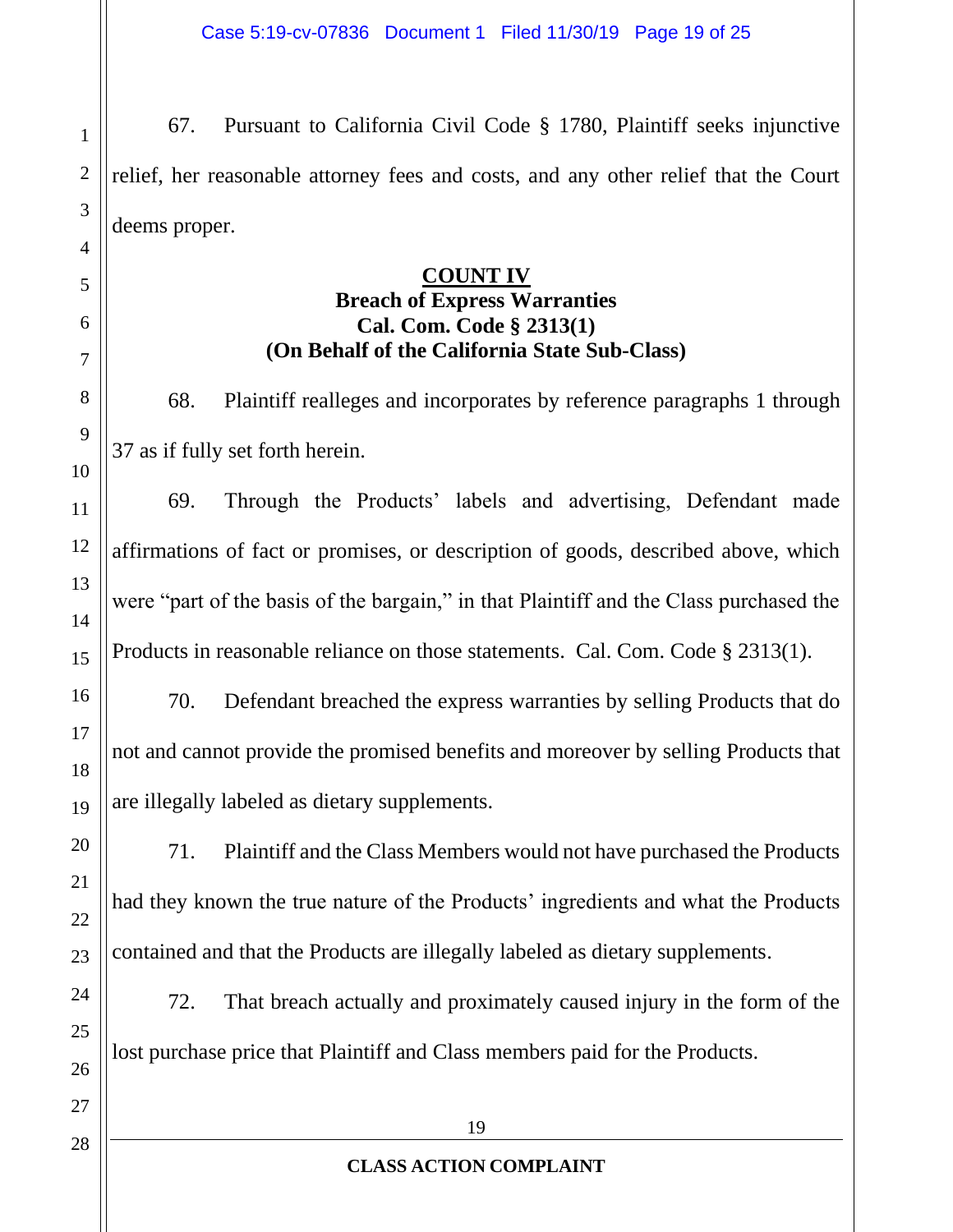67. Pursuant to California Civil Code § 1780, Plaintiff seeks injunctive relief, her reasonable attorney fees and costs, and any other relief that the Court deems proper.

**COUNT IV**
**Breach of Express Warranties**
**Cal. Com. Code § 2313(1)**
**(On Behalf of the California State Sub-Class)**

68. Plaintiff realleges and incorporates by reference paragraphs 1 through 37 as if fully set forth herein.

69. Through the Products' labels and advertising, Defendant made affirmations of fact or promises, or description of goods, described above, which were "part of the basis of the bargain," in that Plaintiff and the Class purchased the Products in reasonable reliance on those statements. Cal. Com. Code § 2313(1).

70. Defendant breached the express warranties by selling Products that do not and cannot provide the promised benefits and moreover by selling Products that are illegally labeled as dietary supplements.

71. Plaintiff and the Class Members would not have purchased the Products had they known the true nature of the Products' ingredients and what the Products contained and that the Products are illegally labeled as dietary supplements.

72. That breach actually and proximately caused injury in the form of the lost purchase price that Plaintiff and Class members paid for the Products.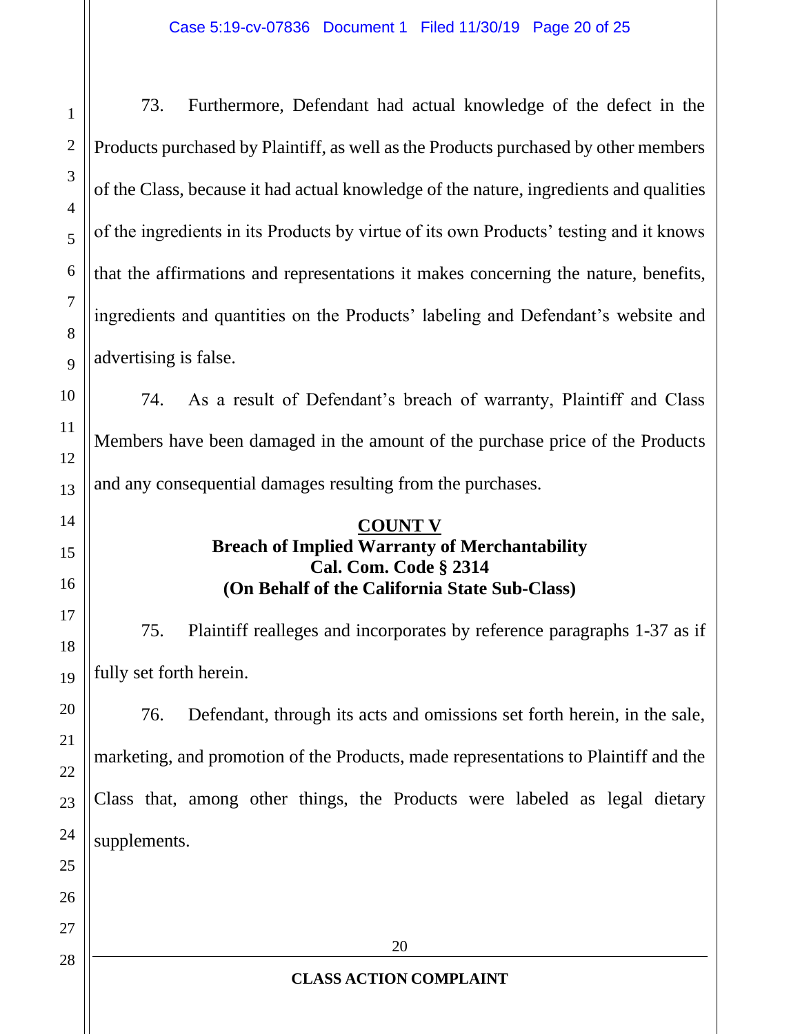73. Furthermore, Defendant had actual knowledge of the defect in the Products purchased by Plaintiff, as well as the Products purchased by other members of the Class, because it had actual knowledge of the nature, ingredients and qualities of the ingredients in its Products by virtue of its own Products' testing and it knows that the affirmations and representations it makes concerning the nature, benefits, ingredients and quantities on the Products' labeling and Defendant's website and advertising is false.

74. As a result of Defendant's breach of warranty, Plaintiff and Class Members have been damaged in the amount of the purchase price of the Products and any consequential damages resulting from the purchases.

**COUNT V**
**Breach of Implied Warranty of Merchantability**
**Cal. Com. Code § 2314**
**(On Behalf of the California State Sub-Class)**

75. Plaintiff realleges and incorporates by reference paragraphs 1-37 as if fully set forth herein.

76. Defendant, through its acts and omissions set forth herein, in the sale, marketing, and promotion of the Products, made representations to Plaintiff and the Class that, among other things, the Products were labeled as legal dietary supplements.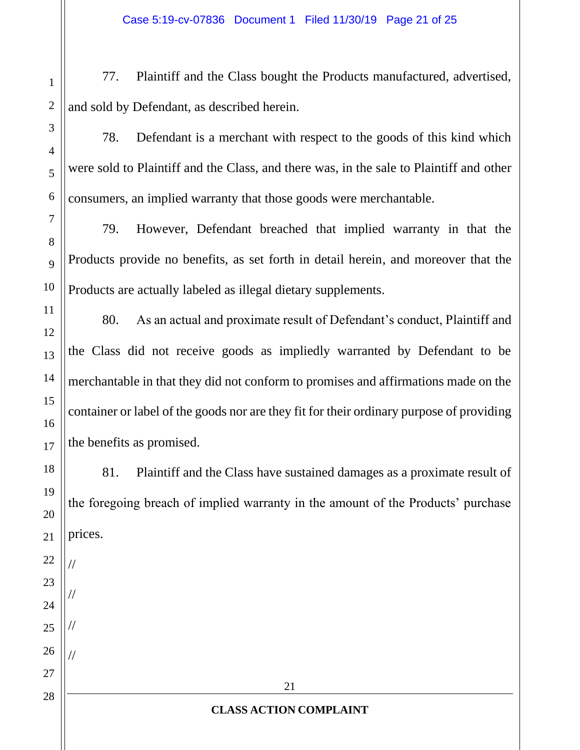77. Plaintiff and the Class bought the Products manufactured, advertised, and sold by Defendant, as described herein.

78. Defendant is a merchant with respect to the goods of this kind which were sold to Plaintiff and the Class, and there was, in the sale to Plaintiff and other consumers, an implied warranty that those goods were merchantable.

79. However, Defendant breached that implied warranty in that the Products provide no benefits, as set forth in detail herein, and moreover that the Products are actually labeled as illegal dietary supplements.

80. As an actual and proximate result of Defendant's conduct, Plaintiff and the Class did not receive goods as impliedly warranted by Defendant to be merchantable in that they did not conform to promises and affirmations made on the container or label of the goods nor are they fit for their ordinary purpose of providing the benefits as promised.

81. Plaintiff and the Class have sustained damages as a proximate result of the foregoing breach of implied warranty in the amount of the Products' purchase prices.

//

//

//

//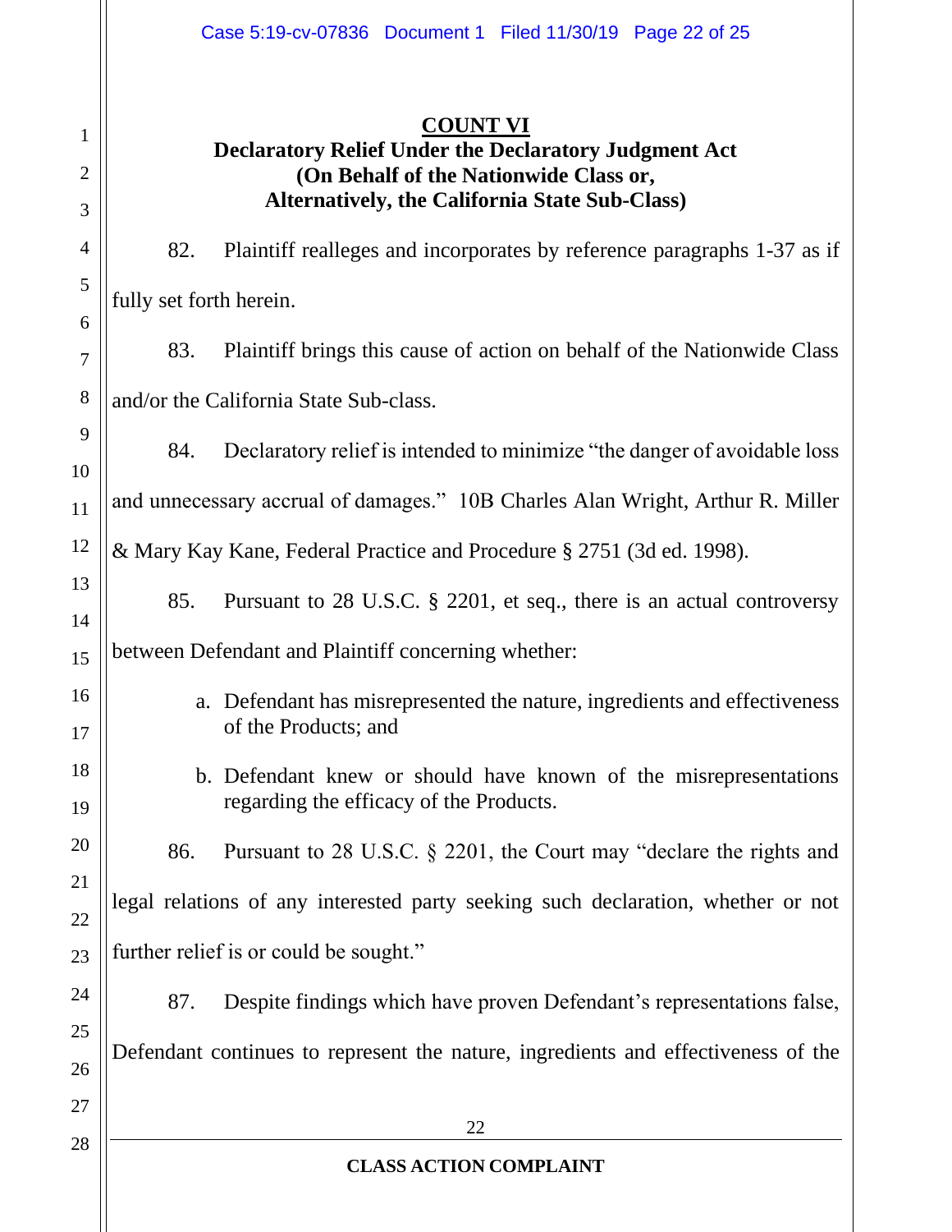## COUNT VI

### Declaratory Relief Under the Declaratory Judgment Act (On Behalf of the Nationwide Class or, Alternatively, the California State Sub-Class)

82. Plaintiff realleges and incorporates by reference paragraphs 1-37 as if fully set forth herein.

83. Plaintiff brings this cause of action on behalf of the Nationwide Class and/or the California State Sub-class.

84. Declaratory relief is intended to minimize "the danger of avoidable loss and unnecessary accrual of damages." 10B Charles Alan Wright, Arthur R. Miller & Mary Kay Kane, Federal Practice and Procedure § 2751 (3d ed. 1998).

85. Pursuant to 28 U.S.C. § 2201, et seq., there is an actual controversy between Defendant and Plaintiff concerning whether:

a. Defendant has misrepresented the nature, ingredients and effectiveness of the Products; and

b. Defendant knew or should have known of the misrepresentations regarding the efficacy of the Products.

86. Pursuant to 28 U.S.C. § 2201, the Court may "declare the rights and legal relations of any interested party seeking such declaration, whether or not further relief is or could be sought."

87. Despite findings which have proven Defendant's representations false, Defendant continues to represent the nature, ingredients and effectiveness of the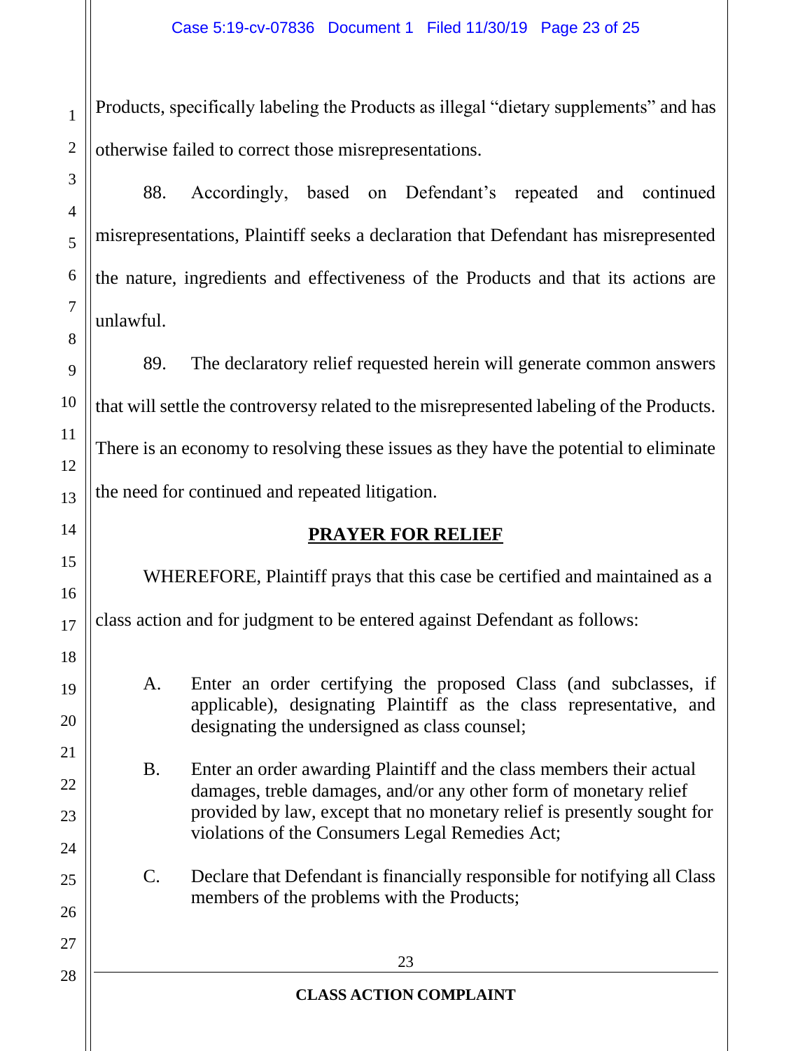Products, specifically labeling the Products as illegal "dietary supplements" and has otherwise failed to correct those misrepresentations.

88. Accordingly, based on Defendant's repeated and continued misrepresentations, Plaintiff seeks a declaration that Defendant has misrepresented the nature, ingredients and effectiveness of the Products and that its actions are unlawful.

89. The declaratory relief requested herein will generate common answers that will settle the controversy related to the misrepresented labeling of the Products. There is an economy to resolving these issues as they have the potential to eliminate the need for continued and repeated litigation.

## PRAYER FOR RELIEF

WHEREFORE, Plaintiff prays that this case be certified and maintained as a class action and for judgment to be entered against Defendant as follows:

A. Enter an order certifying the proposed Class (and subclasses, if applicable), designating Plaintiff as the class representative, and designating the undersigned as class counsel;

B. Enter an order awarding Plaintiff and the class members their actual damages, treble damages, and/or any other form of monetary relief provided by law, except that no monetary relief is presently sought for violations of the Consumers Legal Remedies Act;

C. Declare that Defendant is financially responsible for notifying all Class members of the problems with the Products;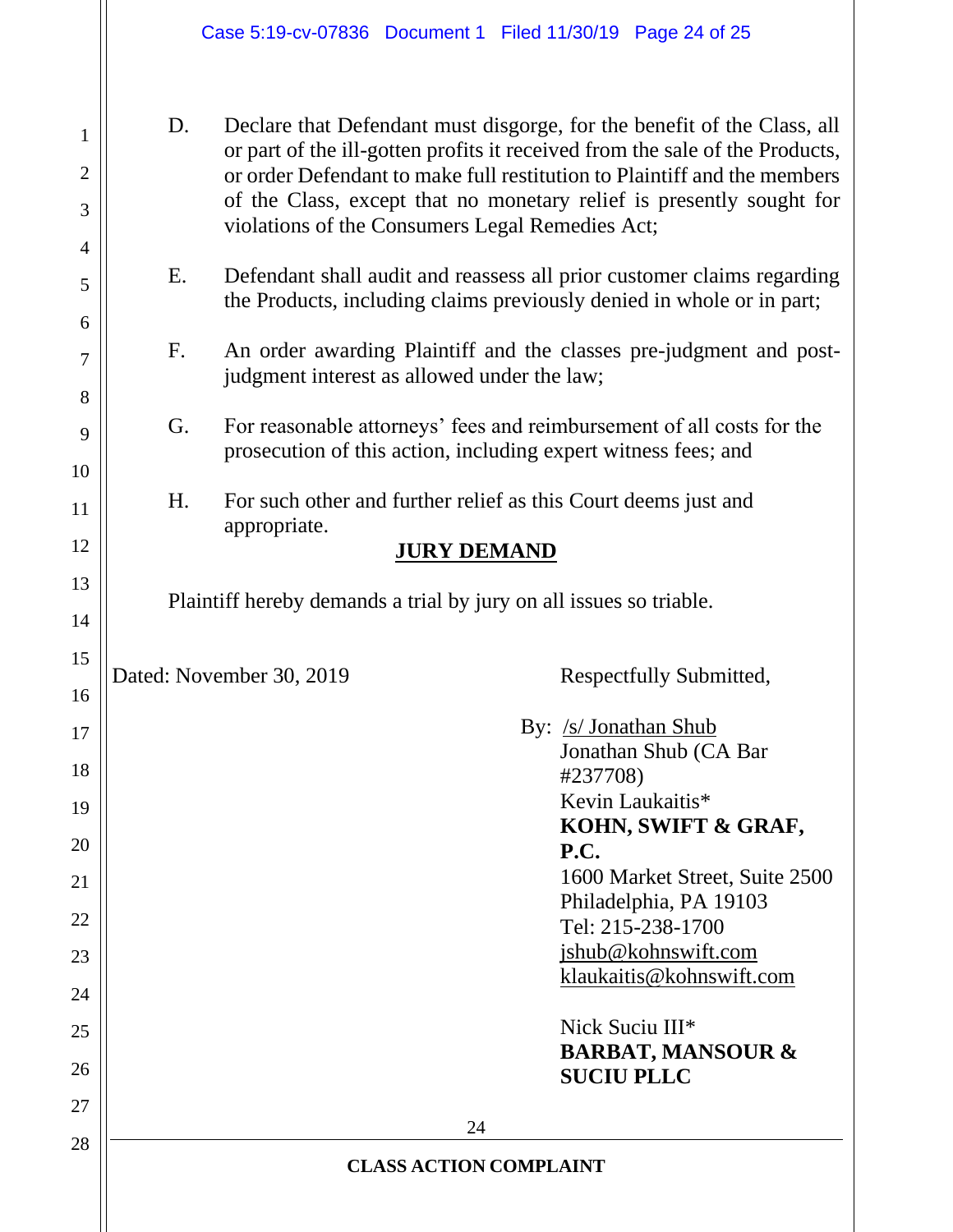D. Declare that Defendant must disgorge, for the benefit of the Class, all or part of the ill-gotten profits it received from the sale of the Products, or order Defendant to make full restitution to Plaintiff and the members of the Class, except that no monetary relief is presently sought for violations of the Consumers Legal Remedies Act;

E. Defendant shall audit and reassess all prior customer claims regarding the Products, including claims previously denied in whole or in part;

F. An order awarding Plaintiff and the classes pre-judgment and post-judgment interest as allowed under the law;

G. For reasonable attorneys' fees and reimbursement of all costs for the prosecution of this action, including expert witness fees; and

H. For such other and further relief as this Court deems just and appropriate.

## JURY DEMAND

Plaintiff hereby demands a trial by jury on all issues so triable.

Dated: November 30, 2019

Respectfully Submitted,

By: /s/ Jonathan Shub
Jonathan Shub (CA Bar #237708)
Kevin Laukaitis*
**KOHN, SWIFT & GRAF, P.C.**
1600 Market Street, Suite 2500
Philadelphia, PA 19103
Tel: 215-238-1700
jshub@kohnswift.com
klaukaitis@kohnswift.com

Nick Suciu III*
**BARBAT, MANSOUR & SUCIU PLLC**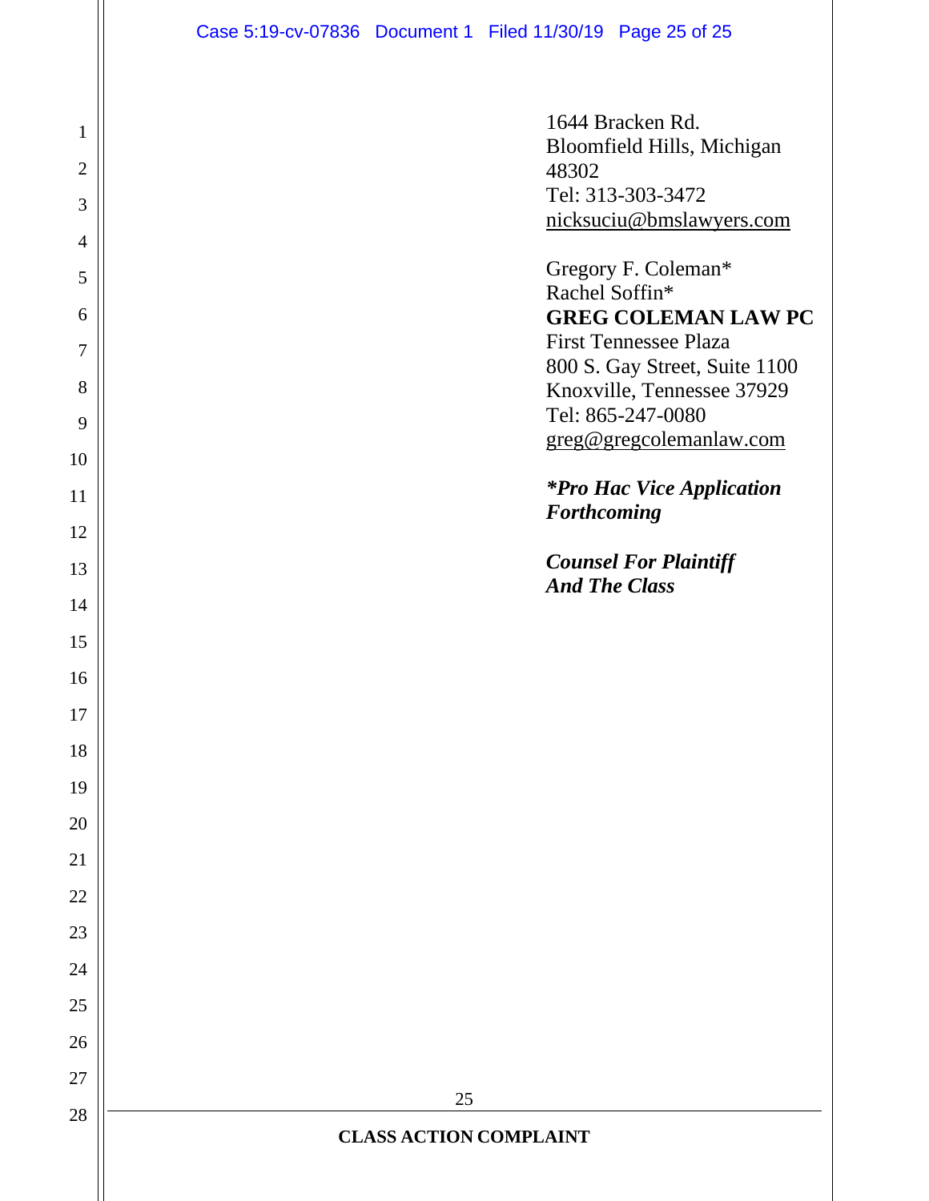1644 Bracken Rd.
Bloomfield Hills, Michigan 48302
Tel: 313-303-3472
nicksuciu@bmslawyers.com

Gregory F. Coleman*
Rachel Soffin*
**GREG COLEMAN LAW PC**
First Tennessee Plaza
800 S. Gay Street, Suite 1100
Knoxville, Tennessee 37929
Tel: 865-247-0080
greg@gregcolemanlaw.com

***Pro Hac Vice Application Forthcoming***

***Counsel For Plaintiff And The Class***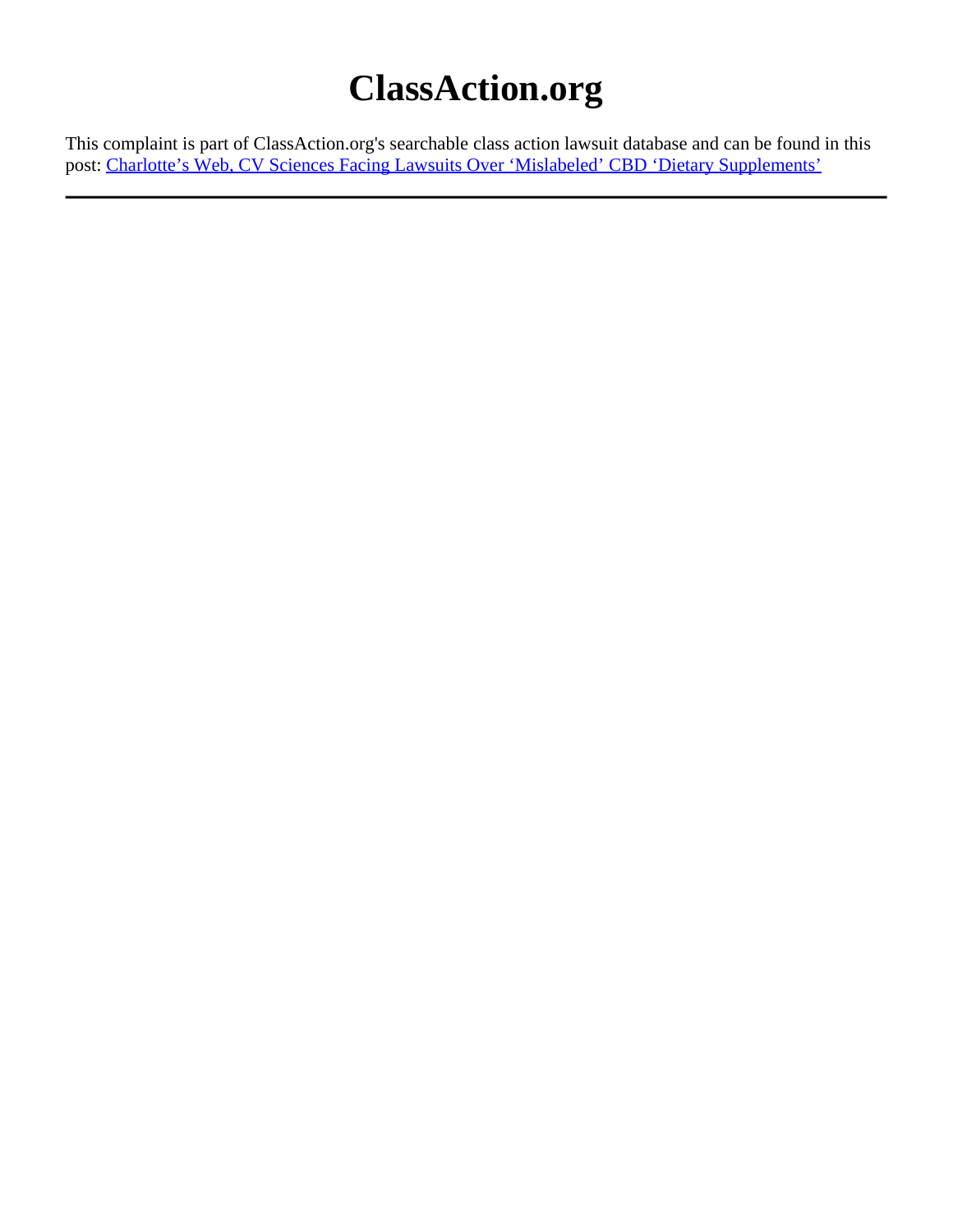# ClassAction.org

This complaint is part of ClassAction.org's searchable class action lawsuit database and can be found in this post: [Charlotte's Web, CV Sciences Facing Lawsuits Over 'Mislabeled' CBD 'Dietary Supplements']()

---